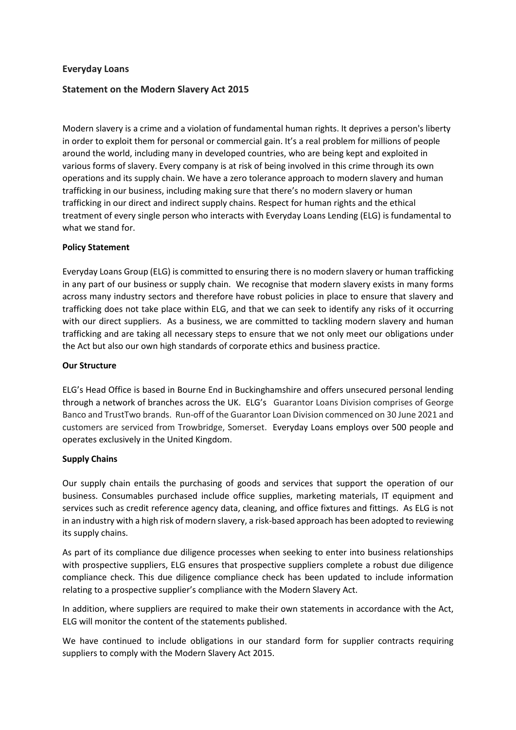## Everyday Loans

## Statement on the Modern Slavery Act 2015

Modern slavery is a crime and a violation of fundamental human rights. It deprives a person's liberty in order to exploit them for personal or commercial gain. It's a real problem for millions of people around the world, including many in developed countries, who are being kept and exploited in various forms of slavery. Every company is at risk of being involved in this crime through its own operations and its supply chain. We have a zero tolerance approach to modern slavery and human trafficking in our business, including making sure that there's no modern slavery or human trafficking in our direct and indirect supply chains. Respect for human rights and the ethical treatment of every single person who interacts with Everyday Loans Lending (ELG) is fundamental to what we stand for.

**Policy Statement**

Everyday Loans Group (ELG) is committed to ensuring there is no modern slavery or human trafficking in any part of our business or supply chain. We recognise that modern slavery exists in many forms across many industry sectors and therefore have robust policies in place to ensure that slavery and trafficking does not take place within ELG, and that we can seek to identify any risks of it occurring with our direct suppliers. As a business, we are committed to tackling modern slavery and human trafficking and are taking all necessary steps to ensure that we not only meet our obligations under the Act but also our own high standards of corporate ethics and business practice.

**Our Structure**

ELG's Head Office is based in Bourne End in Buckinghamshire and offers unsecured personal lending through a network of branches across the UK. ELG's Guarantor Loans Division comprises of George Banco and TrustTwo brands. Run-off of the Guarantor Loan Division commenced on 30 June 2021 and customers are serviced from Trowbridge, Somerset. Everyday Loans employs over 500 people and operates exclusively in the United Kingdom.

**Supply Chains**

Our supply chain entails the purchasing of goods and services that support the operation of our business. Consumables purchased include office supplies, marketing materials, IT equipment and services such as credit reference agency data, cleaning, and office fixtures and fittings. As ELG is not in an industry with a high risk of modern slavery, a risk-based approach has been adopted to reviewing its supply chains.

As part of its compliance due diligence processes when seeking to enter into business relationships with prospective suppliers, ELG ensures that prospective suppliers complete a robust due diligence compliance check. This due diligence compliance check has been updated to include information relating to a prospective supplier's compliance with the Modern Slavery Act.

In addition, where suppliers are required to make their own statements in accordance with the Act, ELG will monitor the content of the statements published.

We have continued to include obligations in our standard form for supplier contracts requiring suppliers to comply with the Modern Slavery Act 2015.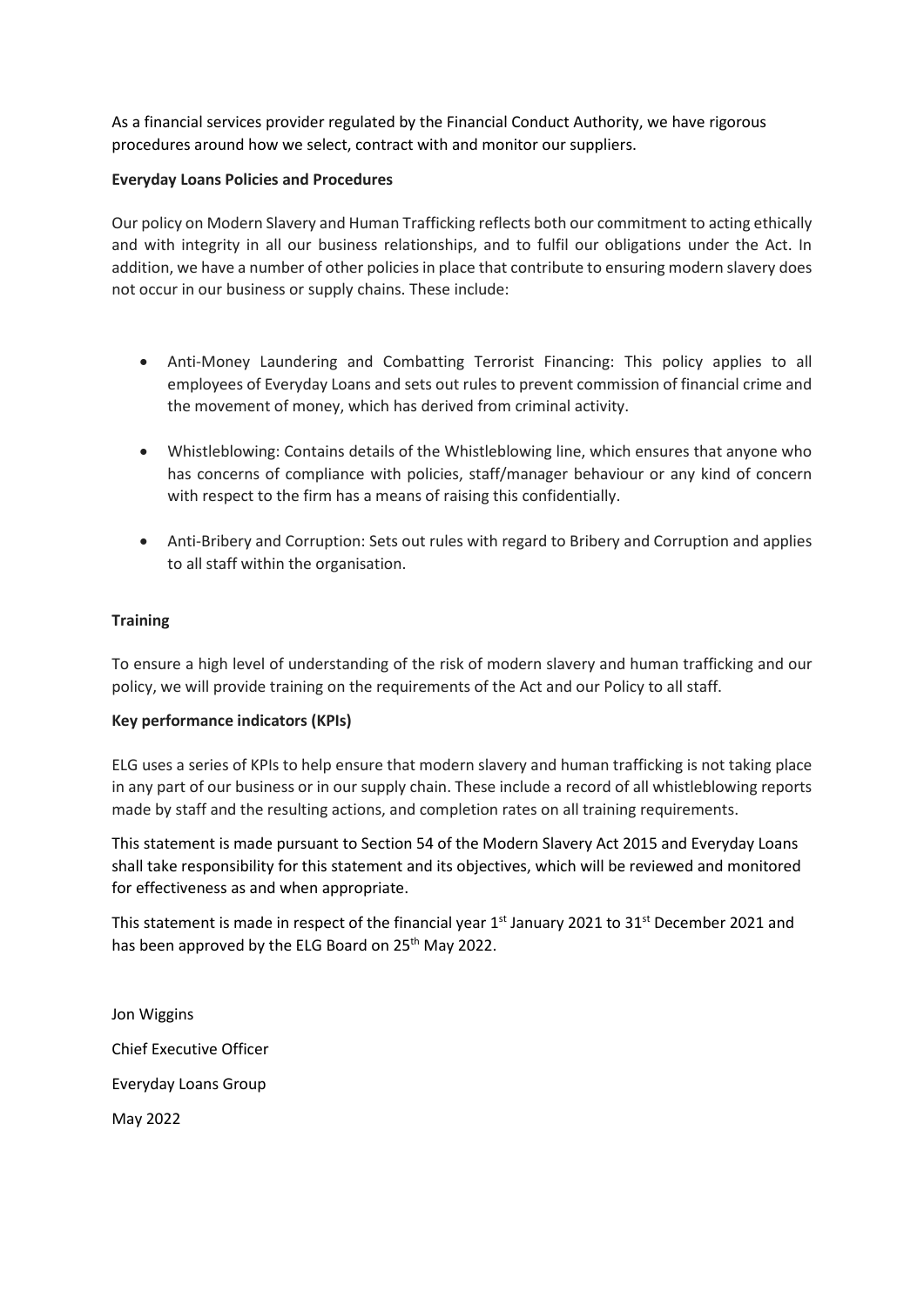As a financial services provider regulated by the Financial Conduct Authority, we have rigorous procedures around how we select, contract with and monitor our suppliers.

**Everyday Loans Policies and Procedures**

Our policy on Modern Slavery and Human Trafficking reflects both our commitment to acting ethically and with integrity in all our business relationships, and to fulfil our obligations under the Act. In addition, we have a number of other policies in place that contribute to ensuring modern slavery does not occur in our business or supply chains. These include:

- Anti-Money Laundering and Combatting Terrorist Financing: This policy applies to all employees of Everyday Loans and sets out rules to prevent commission of financial crime and the movement of money, which has derived from criminal activity.
- Whistleblowing: Contains details of the Whistleblowing line, which ensures that anyone who has concerns of compliance with policies, staff/manager behaviour or any kind of concern with respect to the firm has a means of raising this confidentially.
- Anti-Bribery and Corruption: Sets out rules with regard to Bribery and Corruption and applies to all staff within the organisation.

**Training**

To ensure a high level of understanding of the risk of modern slavery and human trafficking and our policy, we will provide training on the requirements of the Act and our Policy to all staff.

**Key performance indicators (KPIs)**

ELG uses a series of KPIs to help ensure that modern slavery and human trafficking is not taking place in any part of our business or in our supply chain. These include a record of all whistleblowing reports made by staff and the resulting actions, and completion rates on all training requirements.

This statement is made pursuant to Section 54 of the Modern Slavery Act 2015 and Everyday Loans shall take responsibility for this statement and its objectives, which will be reviewed and monitored for effectiveness as and when appropriate.

This statement is made in respect of the financial year 1st January 2021 to 31st December 2021 and has been approved by the ELG Board on 25th May 2022.

Jon Wiggins

Chief Executive Officer

Everyday Loans Group

May 2022